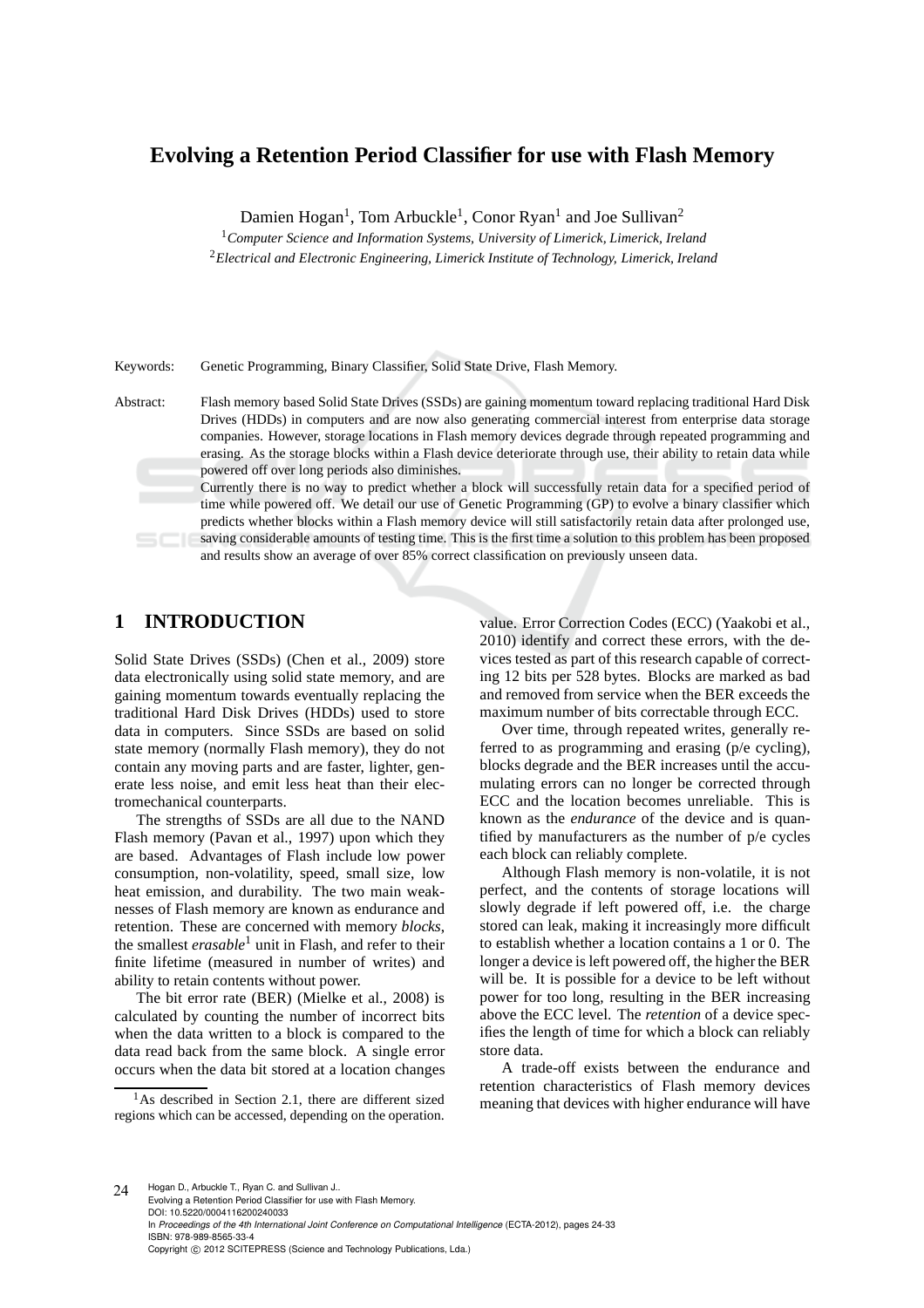# Evolving a Retention Period Classifier for use with Flash Memory

Damien Hogan[1], Tom Arbuckle[1], Conor Ryan[1] and Joe Sullivan[2]

[1]*Computer Science and Information Systems, University of Limerick, Limerick, Ireland*
[2]*Electrical and Electronic Engineering, Limerick Institute of Technology, Limerick, Ireland*

Keywords: Genetic Programming, Binary Classifier, Solid State Drive, Flash Memory.

Abstract: Flash memory based Solid State Drives (SSDs) are gaining momentum toward replacing traditional Hard Disk Drives (HDDs) in computers and are now also generating commercial interest from enterprise data storage companies. However, storage locations in Flash memory devices degrade through repeated programming and erasing. As the storage blocks within a Flash device deteriorate through use, their ability to retain data while powered off over long periods also diminishes.
Currently there is no way to predict whether a block will successfully retain data for a specified period of time while powered off. We detail our use of Genetic Programming (GP) to evolve a binary classifier which predicts whether blocks within a Flash memory device will still satisfactorily retain data after prolonged use, saving considerable amounts of testing time. This is the first time a solution to this problem has been proposed and results show an average of over 85% correct classification on previously unseen data.

## 1 INTRODUCTION

Solid State Drives (SSDs) (Chen et al., 2009) store data electronically using solid state memory, and are gaining momentum towards eventually replacing the traditional Hard Disk Drives (HDDs) used to store data in computers. Since SSDs are based on solid state memory (normally Flash memory), they do not contain any moving parts and are faster, lighter, generate less noise, and emit less heat than their electromechanical counterparts.

The strengths of SSDs are all due to the NAND Flash memory (Pavan et al., 1997) upon which they are based. Advantages of Flash include low power consumption, non-volatility, speed, small size, low heat emission, and durability. The two main weaknesses of Flash memory are known as endurance and retention. These are concerned with memory *blocks*, the smallest *erasable*[1] unit in Flash, and refer to their finite lifetime (measured in number of writes) and ability to retain contents without power.

The bit error rate (BER) (Mielke et al., 2008) is calculated by counting the number of incorrect bits when the data written to a block is compared to the data read back from the same block. A single error occurs when the data bit stored at a location changes value. Error Correction Codes (ECC) (Yaakobi et al., 2010) identify and correct these errors, with the devices tested as part of this research capable of correcting 12 bits per 528 bytes. Blocks are marked as bad and removed from service when the BER exceeds the maximum number of bits correctable through ECC.

Over time, through repeated writes, generally referred to as programming and erasing (p/e cycling), blocks degrade and the BER increases until the accumulating errors can no longer be corrected through ECC and the location becomes unreliable. This is known as the *endurance* of the device and is quantified by manufacturers as the number of p/e cycles each block can reliably complete.

Although Flash memory is non-volatile, it is not perfect, and the contents of storage locations will slowly degrade if left powered off, i.e. the charge stored can leak, making it increasingly more difficult to establish whether a location contains a 1 or 0. The longer a device is left powered off, the higher the BER will be. It is possible for a device to be left without power for too long, resulting in the BER increasing above the ECC level. The *retention* of a device specifies the length of time for which a block can reliably store data.

A trade-off exists between the endurance and retention characteristics of Flash memory devices meaning that devices with higher endurance will have

[1]As described in Section 2.1, there are different sized regions which can be accessed, depending on the operation.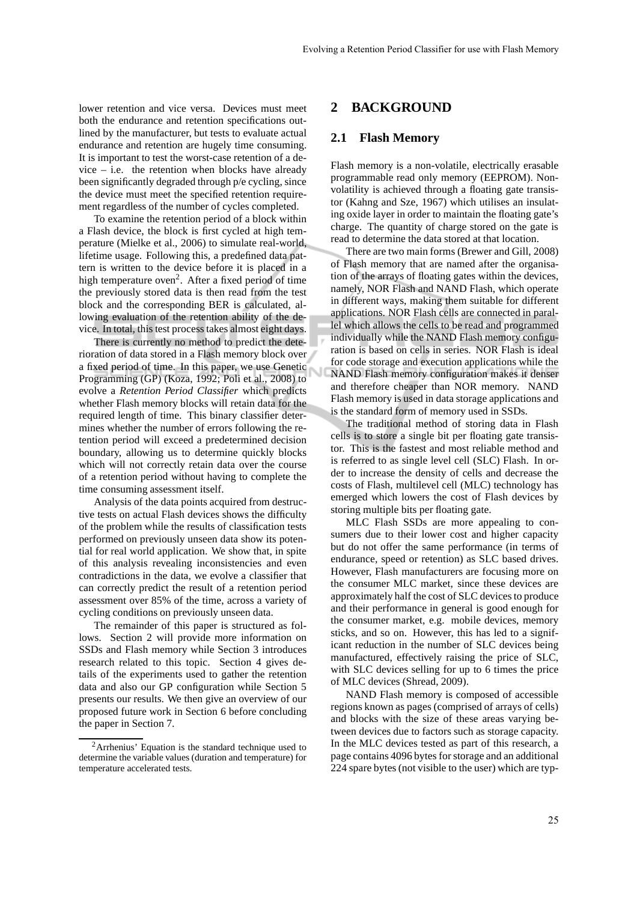lower retention and vice versa. Devices must meet both the endurance and retention specifications outlined by the manufacturer, but tests to evaluate actual endurance and retention are hugely time consuming. It is important to test the worst-case retention of a device – i.e. the retention when blocks have already been significantly degraded through p/e cycling, since the device must meet the specified retention requirement regardless of the number of cycles completed.

To examine the retention period of a block within a Flash device, the block is first cycled at high temperature (Mielke et al., 2006) to simulate real-world, lifetime usage. Following this, a predefined data pattern is written to the device before it is placed in a high temperature oven[2]. After a fixed period of time the previously stored data is then read from the test block and the corresponding BER is calculated, allowing evaluation of the retention ability of the device. In total, this test process takes almost eight days.

There is currently no method to predict the deterioration of data stored in a Flash memory block over a fixed period of time. In this paper, we use Genetic Programming (GP) (Koza, 1992; Poli et al., 2008) to evolve a *Retention Period Classifier* which predicts whether Flash memory blocks will retain data for the required length of time. This binary classifier determines whether the number of errors following the retention period will exceed a predetermined decision boundary, allowing us to determine quickly blocks which will not correctly retain data over the course of a retention period without having to complete the time consuming assessment itself.

Analysis of the data points acquired from destructive tests on actual Flash devices shows the difficulty of the problem while the results of classification tests performed on previously unseen data show its potential for real world application. We show that, in spite of this analysis revealing inconsistencies and even contradictions in the data, we evolve a classifier that can correctly predict the result of a retention period assessment over 85% of the time, across a variety of cycling conditions on previously unseen data.

The remainder of this paper is structured as follows. Section 2 will provide more information on SSDs and Flash memory while Section 3 introduces research related to this topic. Section 4 gives details of the experiments used to gather the retention data and also our GP configuration while Section 5 presents our results. We then give an overview of our proposed future work in Section 6 before concluding the paper in Section 7.

[2] Arrhenius' Equation is the standard technique used to determine the variable values (duration and temperature) for temperature accelerated tests.

## 2 BACKGROUND

### 2.1 Flash Memory

Flash memory is a non-volatile, electrically erasable programmable read only memory (EEPROM). Non-volatility is achieved through a floating gate transistor (Kahng and Sze, 1967) which utilises an insulating oxide layer in order to maintain the floating gate's charge. The quantity of charge stored on the gate is read to determine the data stored at that location.

There are two main forms (Brewer and Gill, 2008) of Flash memory that are named after the organisation of the arrays of floating gates within the devices, namely, NOR Flash and NAND Flash, which operate in different ways, making them suitable for different applications. NOR Flash cells are connected in parallel which allows the cells to be read and programmed individually while the NAND Flash memory configuration is based on cells in series. NOR Flash is ideal for code storage and execution applications while the NAND Flash memory configuration makes it denser and therefore cheaper than NOR memory. NAND Flash memory is used in data storage applications and is the standard form of memory used in SSDs.

The traditional method of storing data in Flash cells is to store a single bit per floating gate transistor. This is the fastest and most reliable method and is referred to as single level cell (SLC) Flash. In order to increase the density of cells and decrease the costs of Flash, multilevel cell (MLC) technology has emerged which lowers the cost of Flash devices by storing multiple bits per floating gate.

MLC Flash SSDs are more appealing to consumers due to their lower cost and higher capacity but do not offer the same performance (in terms of endurance, speed or retention) as SLC based drives. However, Flash manufacturers are focusing more on the consumer MLC market, since these devices are approximately half the cost of SLC devices to produce and their performance in general is good enough for the consumer market, e.g. mobile devices, memory sticks, and so on. However, this has led to a significant reduction in the number of SLC devices being manufactured, effectively raising the price of SLC, with SLC devices selling for up to 6 times the price of MLC devices (Shread, 2009).

NAND Flash memory is composed of accessible regions known as pages (comprised of arrays of cells) and blocks with the size of these areas varying between devices due to factors such as storage capacity. In the MLC devices tested as part of this research, a page contains 4096 bytes for storage and an additional 224 spare bytes (not visible to the user) which are typ-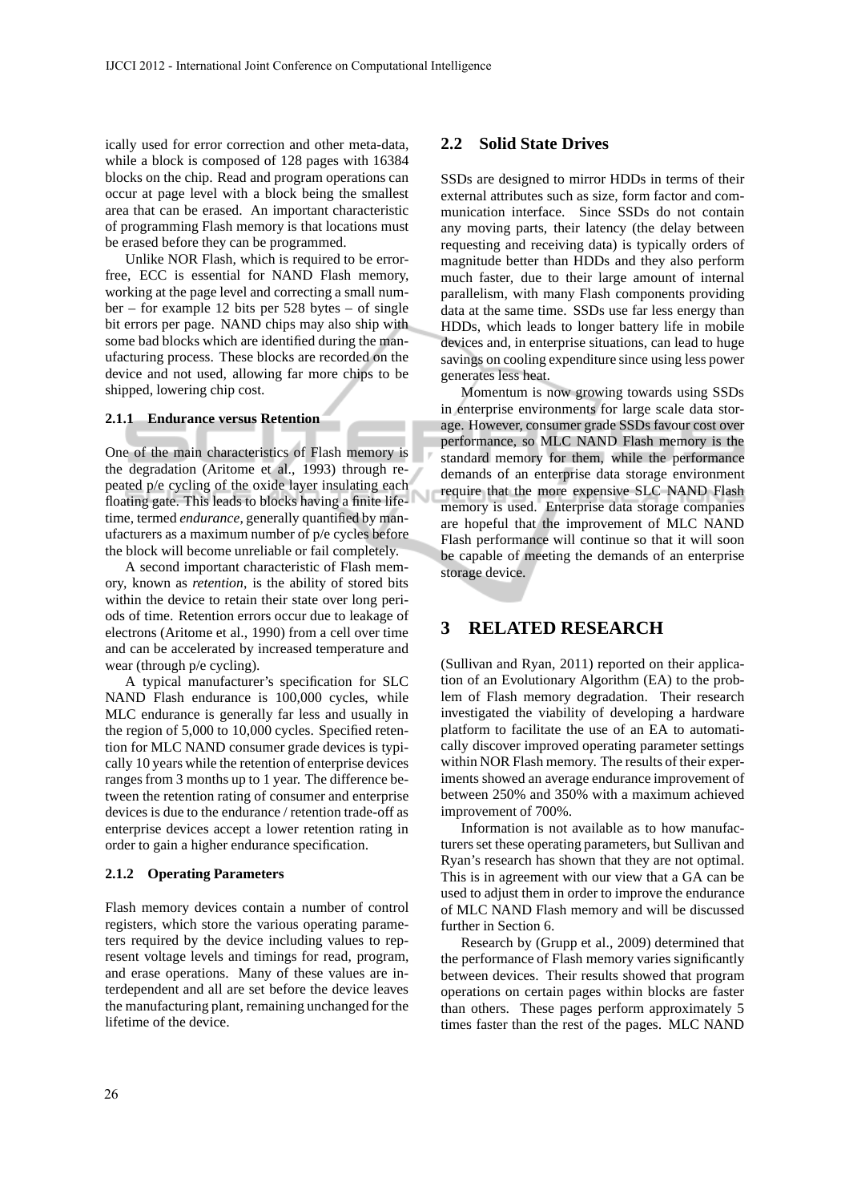ically used for error correction and other meta-data, while a block is composed of 128 pages with 16384 blocks on the chip. Read and program operations can occur at page level with a block being the smallest area that can be erased. An important characteristic of programming Flash memory is that locations must be erased before they can be programmed.

Unlike NOR Flash, which is required to be error-free, ECC is essential for NAND Flash memory, working at the page level and correcting a small number – for example 12 bits per 528 bytes – of single bit errors per page. NAND chips may also ship with some bad blocks which are identified during the manufacturing process. These blocks are recorded on the device and not used, allowing far more chips to be shipped, lowering chip cost.

#### 2.1.1 Endurance versus Retention

One of the main characteristics of Flash memory is the degradation (Aritome et al., 1993) through repeated p/e cycling of the oxide layer insulating each floating gate. This leads to blocks having a finite lifetime, termed *endurance*, generally quantified by manufacturers as a maximum number of p/e cycles before the block will become unreliable or fail completely.

A second important characteristic of Flash memory, known as *retention*, is the ability of stored bits within the device to retain their state over long periods of time. Retention errors occur due to leakage of electrons (Aritome et al., 1990) from a cell over time and can be accelerated by increased temperature and wear (through p/e cycling).

A typical manufacturer's specification for SLC NAND Flash endurance is 100,000 cycles, while MLC endurance is generally far less and usually in the region of 5,000 to 10,000 cycles. Specified retention for MLC NAND consumer grade devices is typically 10 years while the retention of enterprise devices ranges from 3 months up to 1 year. The difference between the retention rating of consumer and enterprise devices is due to the endurance / retention trade-off as enterprise devices accept a lower retention rating in order to gain a higher endurance specification.

#### 2.1.2 Operating Parameters

Flash memory devices contain a number of control registers, which store the various operating parameters required by the device including values to represent voltage levels and timings for read, program, and erase operations. Many of these values are interdependent and all are set before the device leaves the manufacturing plant, remaining unchanged for the lifetime of the device.

### 2.2 Solid State Drives

SSDs are designed to mirror HDDs in terms of their external attributes such as size, form factor and communication interface. Since SSDs do not contain any moving parts, their latency (the delay between requesting and receiving data) is typically orders of magnitude better than HDDs and they also perform much faster, due to their large amount of internal parallelism, with many Flash components providing data at the same time. SSDs use far less energy than HDDs, which leads to longer battery life in mobile devices and, in enterprise situations, can lead to huge savings on cooling expenditure since using less power generates less heat.

Momentum is now growing towards using SSDs in enterprise environments for large scale data storage. However, consumer grade SSDs favour cost over performance, so MLC NAND Flash memory is the standard memory for them, while the performance demands of an enterprise data storage environment require that the more expensive SLC NAND Flash memory is used. Enterprise data storage companies are hopeful that the improvement of MLC NAND Flash performance will continue so that it will soon be capable of meeting the demands of an enterprise storage device.

## 3 RELATED RESEARCH

(Sullivan and Ryan, 2011) reported on their application of an Evolutionary Algorithm (EA) to the problem of Flash memory degradation. Their research investigated the viability of developing a hardware platform to facilitate the use of an EA to automatically discover improved operating parameter settings within NOR Flash memory. The results of their experiments showed an average endurance improvement of between 250% and 350% with a maximum achieved improvement of 700%.

Information is not available as to how manufacturers set these operating parameters, but Sullivan and Ryan's research has shown that they are not optimal. This is in agreement with our view that a GA can be used to adjust them in order to improve the endurance of MLC NAND Flash memory and will be discussed further in Section 6.

Research by (Grupp et al., 2009) determined that the performance of Flash memory varies significantly between devices. Their results showed that program operations on certain pages within blocks are faster than others. These pages perform approximately 5 times faster than the rest of the pages. MLC NAND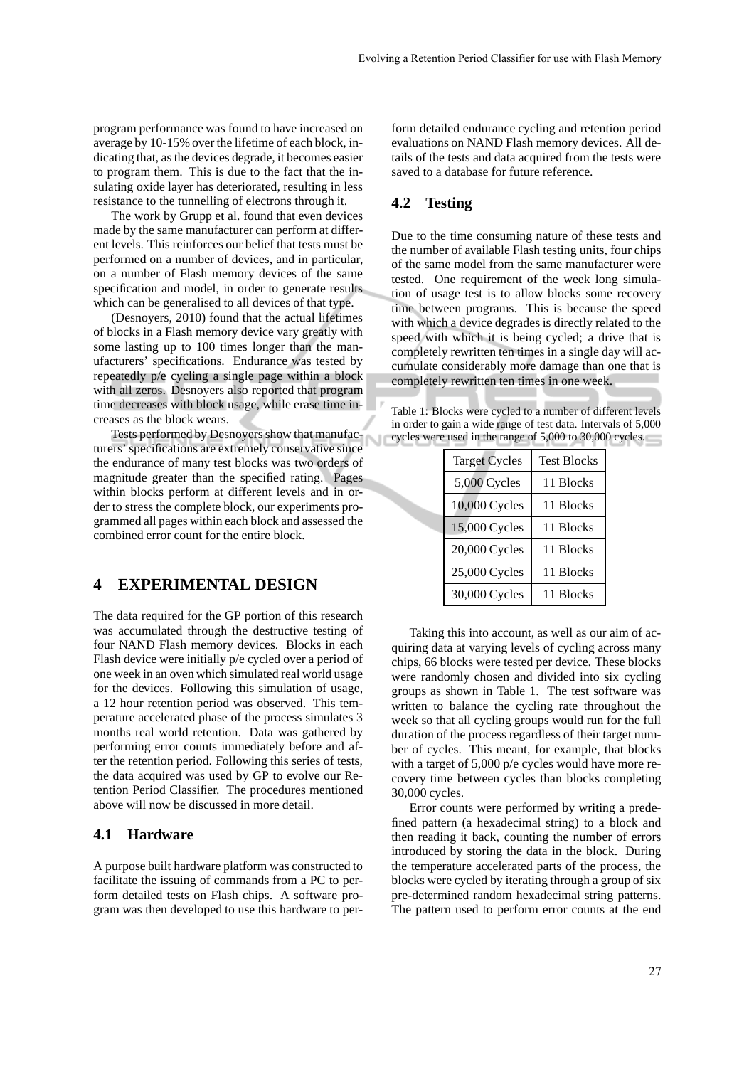program performance was found to have increased on average by 10-15% over the lifetime of each block, indicating that, as the devices degrade, it becomes easier to program them. This is due to the fact that the insulating oxide layer has deteriorated, resulting in less resistance to the tunnelling of electrons through it.

The work by Grupp et al. found that even devices made by the same manufacturer can perform at different levels. This reinforces our belief that tests must be performed on a number of devices, and in particular, on a number of Flash memory devices of the same specification and model, in order to generate results which can be generalised to all devices of that type.

(Desnoyers, 2010) found that the actual lifetimes of blocks in a Flash memory device vary greatly with some lasting up to 100 times longer than the manufacturers' specifications. Endurance was tested by repeatedly p/e cycling a single page within a block with all zeros. Desnoyers also reported that program time decreases with block usage, while erase time increases as the block wears.

Tests performed by Desnoyers show that manufacturers' specifications are extremely conservative since the endurance of many test blocks was two orders of magnitude greater than the specified rating. Pages within blocks perform at different levels and in order to stress the complete block, our experiments programmed all pages within each block and assessed the combined error count for the entire block.

# 4 EXPERIMENTAL DESIGN

The data required for the GP portion of this research was accumulated through the destructive testing of four NAND Flash memory devices. Blocks in each Flash device were initially p/e cycled over a period of one week in an oven which simulated real world usage for the devices. Following this simulation of usage, a 12 hour retention period was observed. This temperature accelerated phase of the process simulates 3 months real world retention. Data was gathered by performing error counts immediately before and after the retention period. Following this series of tests, the data acquired was used by GP to evolve our Retention Period Classifier. The procedures mentioned above will now be discussed in more detail.

## 4.1 Hardware

A purpose built hardware platform was constructed to facilitate the issuing of commands from a PC to perform detailed tests on Flash chips. A software program was then developed to use this hardware to perform detailed endurance cycling and retention period evaluations on NAND Flash memory devices. All details of the tests and data acquired from the tests were saved to a database for future reference.

## 4.2 Testing

Due to the time consuming nature of these tests and the number of available Flash testing units, four chips of the same model from the same manufacturer were tested. One requirement of the week long simulation of usage test is to allow blocks some recovery time between programs. This is because the speed with which a device degrades is directly related to the speed with which it is being cycled; a drive that is completely rewritten ten times in a single day will accumulate considerably more damage than one that is completely rewritten ten times in one week.

Table 1: Blocks were cycled to a number of different levels in order to gain a wide range of test data. Intervals of 5,000 cycles were used in the range of 5,000 to 30,000 cycles.

| Target Cycles | Test Blocks |
|---|---|
| 5,000 Cycles | 11 Blocks |
| 10,000 Cycles | 11 Blocks |
| 15,000 Cycles | 11 Blocks |
| 20,000 Cycles | 11 Blocks |
| 25,000 Cycles | 11 Blocks |
| 30,000 Cycles | 11 Blocks |

Taking this into account, as well as our aim of acquiring data at varying levels of cycling across many chips, 66 blocks were tested per device. These blocks were randomly chosen and divided into six cycling groups as shown in Table 1. The test software was written to balance the cycling rate throughout the week so that all cycling groups would run for the full duration of the process regardless of their target number of cycles. This meant, for example, that blocks with a target of 5,000 p/e cycles would have more recovery time between cycles than blocks completing 30,000 cycles.

Error counts were performed by writing a predefined pattern (a hexadecimal string) to a block and then reading it back, counting the number of errors introduced by storing the data in the block. During the temperature accelerated parts of the process, the blocks were cycled by iterating through a group of six pre-determined random hexadecimal string patterns. The pattern used to perform error counts at the end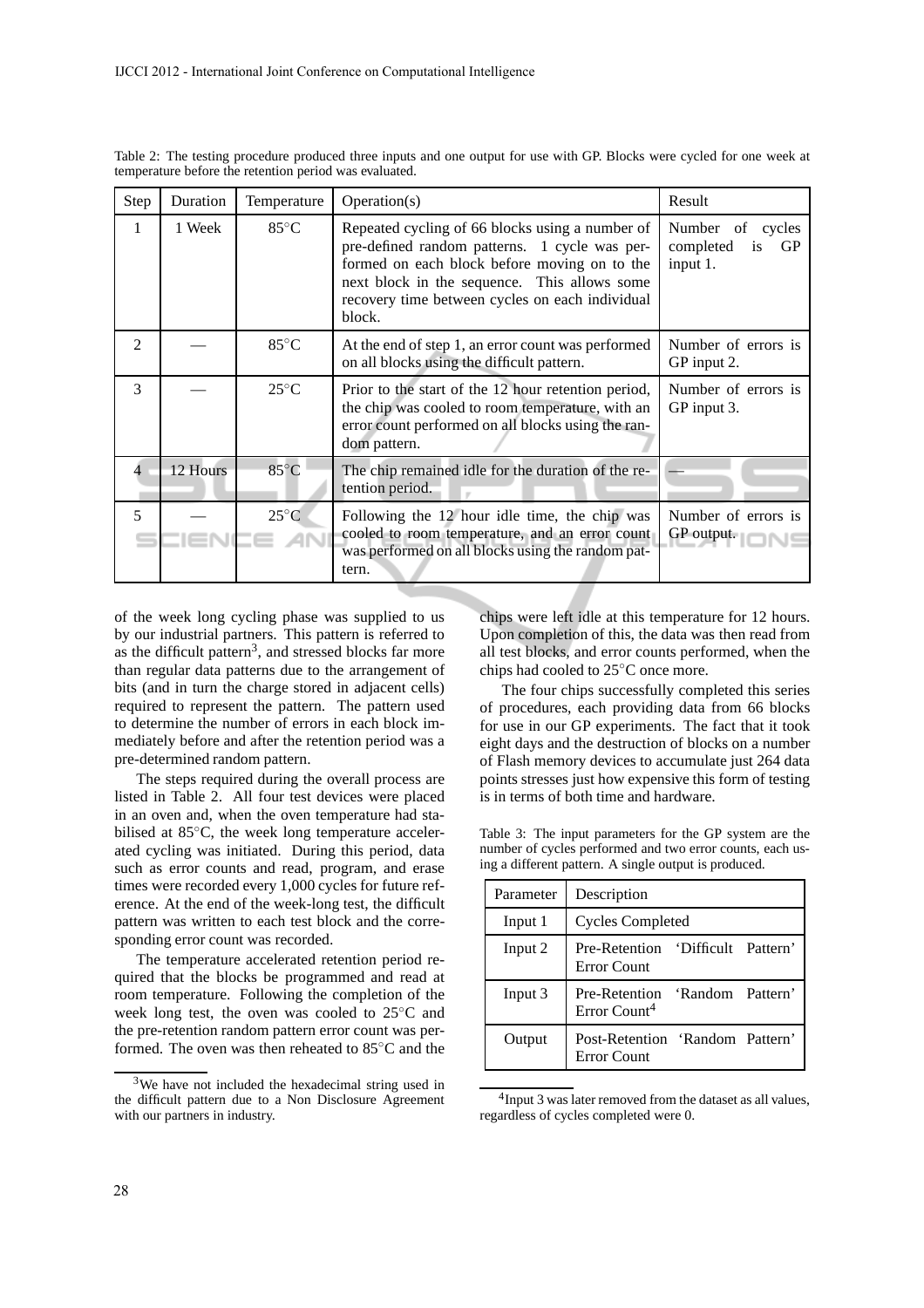Table 2: The testing procedure produced three inputs and one output for use with GP. Blocks were cycled for one week at temperature before the retention period was evaluated.

| Step | Duration | Temperature | Operation(s) | Result |
|---|---|---|---|---|
| 1 | 1 Week | 85°C | Repeated cycling of 66 blocks using a number of pre-defined random patterns. 1 cycle was performed on each block before moving on to the next block in the sequence. This allows some recovery time between cycles on each individual block. | Number of cycles completed is GP input 1. |
| 2 | — | 85°C | At the end of step 1, an error count was performed on all blocks using the difficult pattern. | Number of errors is GP input 2. |
| 3 | — | 25°C | Prior to the start of the 12 hour retention period, the chip was cooled to room temperature, with an error count performed on all blocks using the random pattern. | Number of errors is GP input 3. |
| 4 | 12 Hours | 85°C | The chip remained idle for the duration of the retention period. | — |
| 5 | — | 25°C | Following the 12 hour idle time, the chip was cooled to room temperature, and an error count was performed on all blocks using the random pattern. | Number of errors is GP output. |

of the week long cycling phase was supplied to us by our industrial partners. This pattern is referred to as the difficult pattern[3], and stressed blocks far more than regular data patterns due to the arrangement of bits (and in turn the charge stored in adjacent cells) required to represent the pattern. The pattern used to determine the number of errors in each block immediately before and after the retention period was a pre-determined random pattern.

The steps required during the overall process are listed in Table 2. All four test devices were placed in an oven and, when the oven temperature had stabilised at 85°C, the week long temperature accelerated cycling was initiated. During this period, data such as error counts and read, program, and erase times were recorded every 1,000 cycles for future reference. At the end of the week-long test, the difficult pattern was written to each test block and the corresponding error count was recorded.

The temperature accelerated retention period required that the blocks be programmed and read at room temperature. Following the completion of the week long test, the oven was cooled to 25°C and the pre-retention random pattern error count was performed. The oven was then reheated to 85°C and the chips were left idle at this temperature for 12 hours. Upon completion of this, the data was then read from all test blocks, and error counts performed, when the chips had cooled to 25°C once more.

The four chips successfully completed this series of procedures, each providing data from 66 blocks for use in our GP experiments. The fact that it took eight days and the destruction of blocks on a number of Flash memory devices to accumulate just 264 data points stresses just how expensive this form of testing is in terms of both time and hardware.

Table 3: The input parameters for the GP system are the number of cycles performed and two error counts, each using a different pattern. A single output is produced.

| Parameter | Description |
|---|---|
| Input 1 | Cycles Completed |
| Input 2 | Pre-Retention 'Difficult Pattern' Error Count |
| Input 3 | Pre-Retention 'Random Pattern' Error Count[4] |
| Output | Post-Retention 'Random Pattern' Error Count |

[3]We have not included the hexadecimal string used in the difficult pattern due to a Non Disclosure Agreement with our partners in industry.

[4]Input 3 was later removed from the dataset as all values, regardless of cycles completed were 0.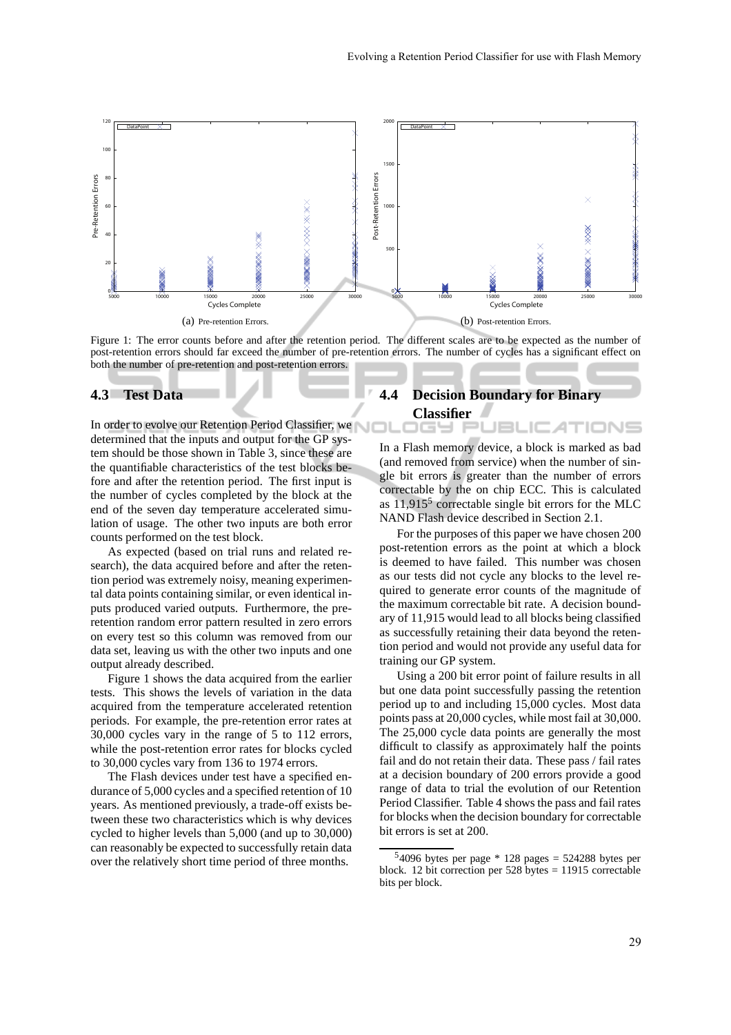(a) Pre-retention Errors.

(b) Post-retention Errors.

Figure 1: The error counts before and after the retention period. The different scales are to be expected as the number of post-retention errors should far exceed the number of pre-retention errors. The number of cycles has a significant effect on both the number of pre-retention and post-retention errors.

## 4.3 Test Data

In order to evolve our Retention Period Classifier, we determined that the inputs and output for the GP system should be those shown in Table 3, since these are the quantifiable characteristics of the test blocks before and after the retention period. The first input is the number of cycles completed by the block at the end of the seven day temperature accelerated simulation of usage. The other two inputs are both error counts performed on the test block.

As expected (based on trial runs and related research), the data acquired before and after the retention period was extremely noisy, meaning experimental data points containing similar, or even identical inputs produced varied outputs. Furthermore, the pre-retention random error pattern resulted in zero errors on every test so this column was removed from our data set, leaving us with the other two inputs and one output already described.

Figure 1 shows the data acquired from the earlier tests. This shows the levels of variation in the data acquired from the temperature accelerated retention periods. For example, the pre-retention error rates at 30,000 cycles vary in the range of 5 to 112 errors, while the post-retention error rates for blocks cycled to 30,000 cycles vary from 136 to 1974 errors.

The Flash devices under test have a specified endurance of 5,000 cycles and a specified retention of 10 years. As mentioned previously, a trade-off exists between these two characteristics which is why devices cycled to higher levels than 5,000 (and up to 30,000) can reasonably be expected to successfully retain data over the relatively short time period of three months.

## 4.4 Decision Boundary for Binary Classifier

In a Flash memory device, a block is marked as bad (and removed from service) when the number of single bit errors is greater than the number of errors correctable by the on chip ECC. This is calculated as 11,915[5] correctable single bit errors for the MLC NAND Flash device described in Section 2.1.

For the purposes of this paper we have chosen 200 post-retention errors as the point at which a block is deemed to have failed. This number was chosen as our tests did not cycle any blocks to the level required to generate error counts of the magnitude of the maximum correctable bit rate. A decision boundary of 11,915 would lead to all blocks being classified as successfully retaining their data beyond the retention period and would not provide any useful data for training our GP system.

Using a 200 bit error point of failure results in all but one data point successfully passing the retention period up to and including 15,000 cycles. Most data points pass at 20,000 cycles, while most fail at 30,000. The 25,000 cycle data points are generally the most difficult to classify as approximately half the points fail and do not retain their data. These pass / fail rates at a decision boundary of 200 errors provide a good range of data to trial the evolution of our Retention Period Classifier. Table 4 shows the pass and fail rates for blocks when the decision boundary for correctable bit errors is set at 200.

[5] 4096 bytes per page * 128 pages = 524288 bytes per block. 12 bit correction per 528 bytes = 11915 correctable bits per block.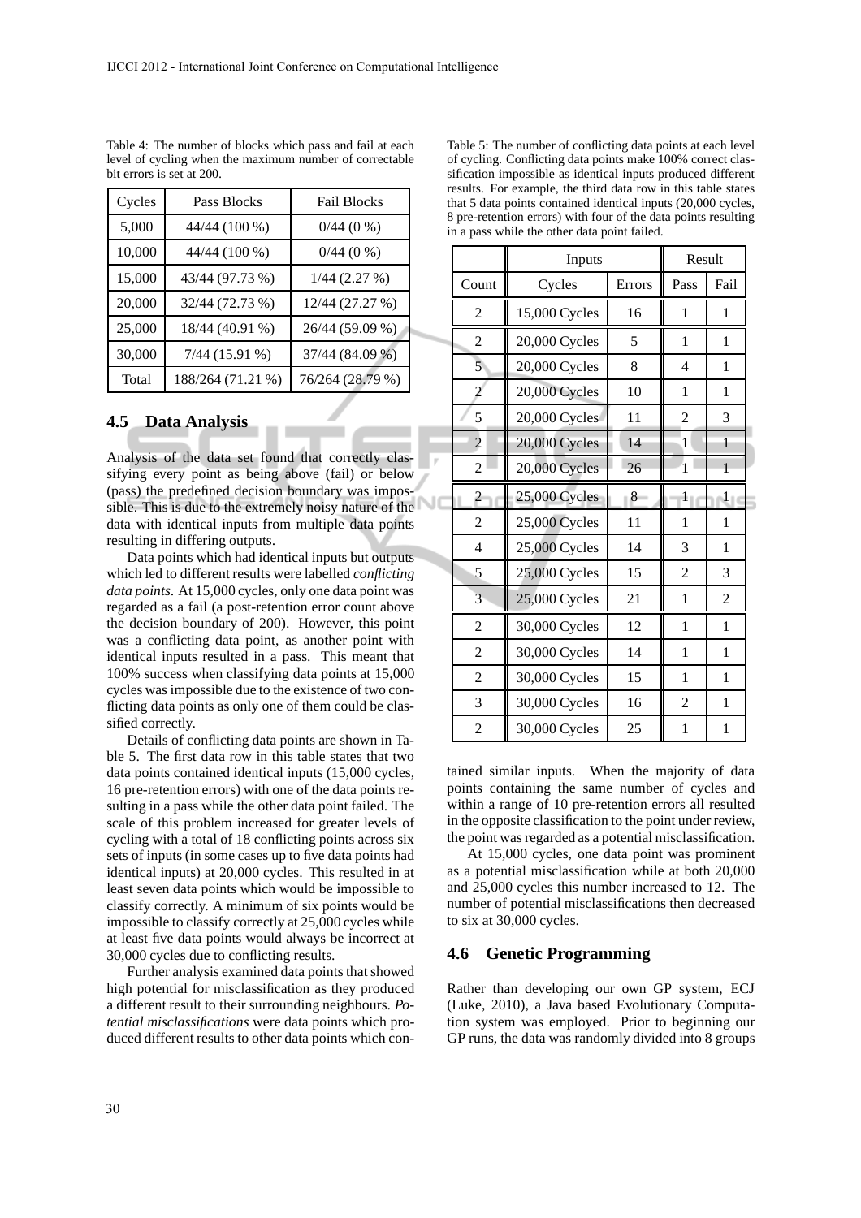Table 4: The number of blocks which pass and fail at each level of cycling when the maximum number of correctable bit errors is set at 200.

| Cycles | Pass Blocks | Fail Blocks |
|---|---|---|
| 5,000 | 44/44 (100 %) | 0/44 (0 %) |
| 10,000 | 44/44 (100 %) | 0/44 (0 %) |
| 15,000 | 43/44 (97.73 %) | 1/44 (2.27 %) |
| 20,000 | 32/44 (72.73 %) | 12/44 (27.27 %) |
| 25,000 | 18/44 (40.91 %) | 26/44 (59.09 %) |
| 30,000 | 7/44 (15.91 %) | 37/44 (84.09 %) |
| Total | 188/264 (71.21 %) | 76/264 (28.79 %) |

## 4.5 Data Analysis

Analysis of the data set found that correctly classifying every point as being above (fail) or below (pass) the predefined decision boundary was impossible. This is due to the extremely noisy nature of the data with identical inputs from multiple data points resulting in differing outputs.

Data points which had identical inputs but outputs which led to different results were labelled *conflicting data points*. At 15,000 cycles, only one data point was regarded as a fail (a post-retention error count above the decision boundary of 200). However, this point was a conflicting data point, as another point with identical inputs resulted in a pass. This meant that 100% success when classifying data points at 15,000 cycles was impossible due to the existence of two conflicting data points as only one of them could be classified correctly.

Details of conflicting data points are shown in Table 5. The first data row in this table states that two data points contained identical inputs (15,000 cycles, 16 pre-retention errors) with one of the data points resulting in a pass while the other data point failed. The scale of this problem increased for greater levels of cycling with a total of 18 conflicting points across six sets of inputs (in some cases up to five data points had identical inputs) at 20,000 cycles. This resulted in at least seven data points which would be impossible to classify correctly. A minimum of six points would be impossible to classify correctly at 25,000 cycles while at least five data points would always be incorrect at 30,000 cycles due to conflicting results.

Further analysis examined data points that showed high potential for misclassification as they produced a different result to their surrounding neighbours. *Potential misclassifications* were data points which produced different results to other data points which contained similar inputs. When the majority of data points containing the same number of cycles and within a range of 10 pre-retention errors all resulted in the opposite classification to the point under review, the point was regarded as a potential misclassification.

Table 5: The number of conflicting data points at each level of cycling. Conflicting data points make 100% correct classification impossible as identical inputs produced different results. For example, the third data row in this table states that 5 data points contained identical inputs (20,000 cycles, 8 pre-retention errors) with four of the data points resulting in a pass while the other data point failed.

| | Inputs | | Result | |
|---|---|---|---|---|
| Count | Cycles | Errors | Pass | Fail |
| 2 | 15,000 Cycles | 16 | 1 | 1 |
| 2 | 20,000 Cycles | 5 | 1 | 1 |
| 5 | 20,000 Cycles | 8 | 4 | 1 |
| 2 | 20,000 Cycles | 10 | 1 | 1 |
| 5 | 20,000 Cycles | 11 | 2 | 3 |
| 2 | 20,000 Cycles | 14 | 1 | 1 |
| 2 | 20,000 Cycles | 26 | 1 | 1 |
| 2 | 25,000 Cycles | 8 | 1 | 1 |
| 2 | 25,000 Cycles | 11 | 1 | 1 |
| 4 | 25,000 Cycles | 14 | 3 | 1 |
| 5 | 25,000 Cycles | 15 | 2 | 3 |
| 3 | 25,000 Cycles | 21 | 1 | 2 |
| 2 | 30,000 Cycles | 12 | 1 | 1 |
| 2 | 30,000 Cycles | 14 | 1 | 1 |
| 2 | 30,000 Cycles | 15 | 1 | 1 |
| 3 | 30,000 Cycles | 16 | 2 | 1 |
| 2 | 30,000 Cycles | 25 | 1 | 1 |

At 15,000 cycles, one data point was prominent as a potential misclassification while at both 20,000 and 25,000 cycles this number increased to 12. The number of potential misclassifications then decreased to six at 30,000 cycles.

## 4.6 Genetic Programming

Rather than developing our own GP system, ECJ (Luke, 2010), a Java based Evolutionary Computation system was employed. Prior to beginning our GP runs, the data was randomly divided into 8 groups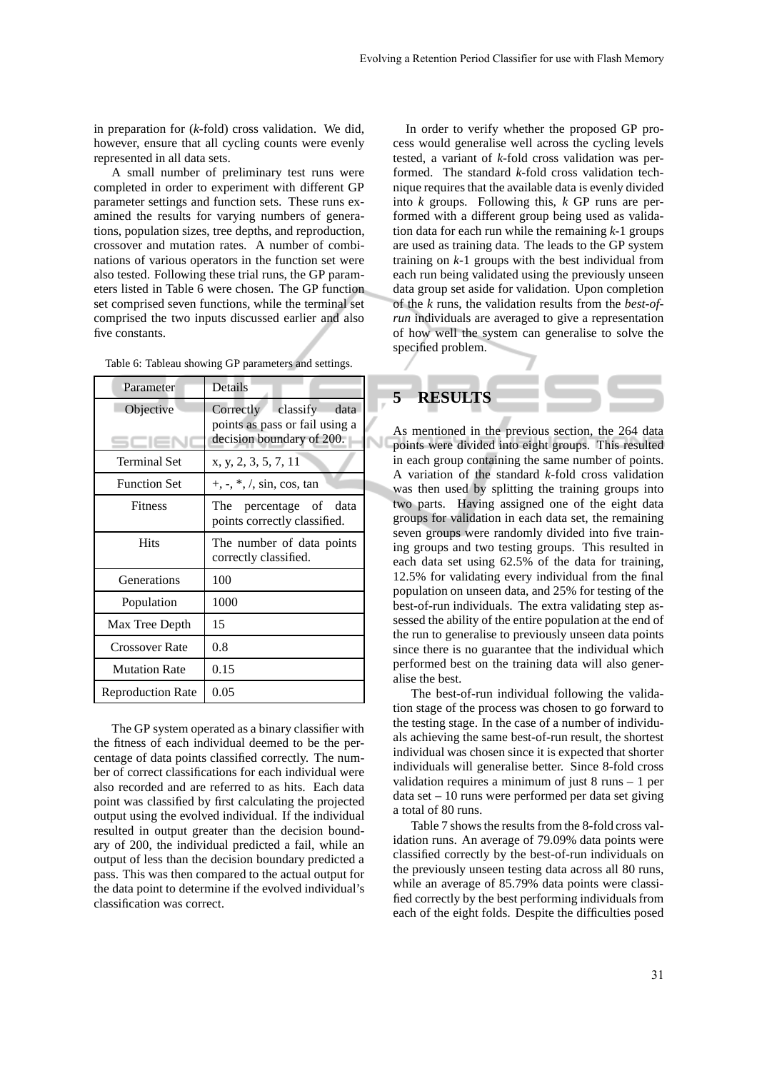in preparation for (*k*-fold) cross validation. We did, however, ensure that all cycling counts were evenly represented in all data sets.

A small number of preliminary test runs were completed in order to experiment with different GP parameter settings and function sets. These runs examined the results for varying numbers of generations, population sizes, tree depths, and reproduction, crossover and mutation rates. A number of combinations of various operators in the function set were also tested. Following these trial runs, the GP parameters listed in Table 6 were chosen. The GP function set comprised seven functions, while the terminal set comprised the two inputs discussed earlier and also five constants.

Table 6: Tableau showing GP parameters and settings.

| Parameter | Details |
|---|---|
| Objective | Correctly classify data points as pass or fail using a decision boundary of 200. |
| Terminal Set | x, y, 2, 3, 5, 7, 11 |
| Function Set | +, -, *, /, sin, cos, tan |
| Fitness | The percentage of data points correctly classified. |
| Hits | The number of data points correctly classified. |
| Generations | 100 |
| Population | 1000 |
| Max Tree Depth | 15 |
| Crossover Rate | 0.8 |
| Mutation Rate | 0.15 |
| Reproduction Rate | 0.05 |

The GP system operated as a binary classifier with the fitness of each individual deemed to be the percentage of data points classified correctly. The number of correct classifications for each individual were also recorded and are referred to as hits. Each data point was classified by first calculating the projected output using the evolved individual. If the individual resulted in output greater than the decision boundary of 200, the individual predicted a fail, while an output of less than the decision boundary predicted a pass. This was then compared to the actual output for the data point to determine if the evolved individual's classification was correct.

In order to verify whether the proposed GP process would generalise well across the cycling levels tested, a variant of *k*-fold cross validation was performed. The standard *k*-fold cross validation technique requires that the available data is evenly divided into *k* groups. Following this, *k* GP runs are performed with a different group being used as validation data for each run while the remaining *k*-1 groups are used as training data. The leads to the GP system training on *k*-1 groups with the best individual from each run being validated using the previously unseen data group set aside for validation. Upon completion of the *k* runs, the validation results from the *best-of-run* individuals are averaged to give a representation of how well the system can generalise to solve the specified problem.

## 5 RESULTS

As mentioned in the previous section, the 264 data points were divided into eight groups. This resulted in each group containing the same number of points. A variation of the standard *k*-fold cross validation was then used by splitting the training groups into two parts. Having assigned one of the eight data groups for validation in each data set, the remaining seven groups were randomly divided into five training groups and two testing groups. This resulted in each data set using 62.5% of the data for training, 12.5% for validating every individual from the final population on unseen data, and 25% for testing of the best-of-run individuals. The extra validating step assessed the ability of the entire population at the end of the run to generalise to previously unseen data points since there is no guarantee that the individual which performed best on the training data will also generalise the best.

The best-of-run individual following the validation stage of the process was chosen to go forward to the testing stage. In the case of a number of individuals achieving the same best-of-run result, the shortest individual was chosen since it is expected that shorter individuals will generalise better. Since 8-fold cross validation requires a minimum of just 8 runs – 1 per data set – 10 runs were performed per data set giving a total of 80 runs.

Table 7 shows the results from the 8-fold cross validation runs. An average of 79.09% data points were classified correctly by the best-of-run individuals on the previously unseen testing data across all 80 runs, while an average of 85.79% data points were classified correctly by the best performing individuals from each of the eight folds. Despite the difficulties posed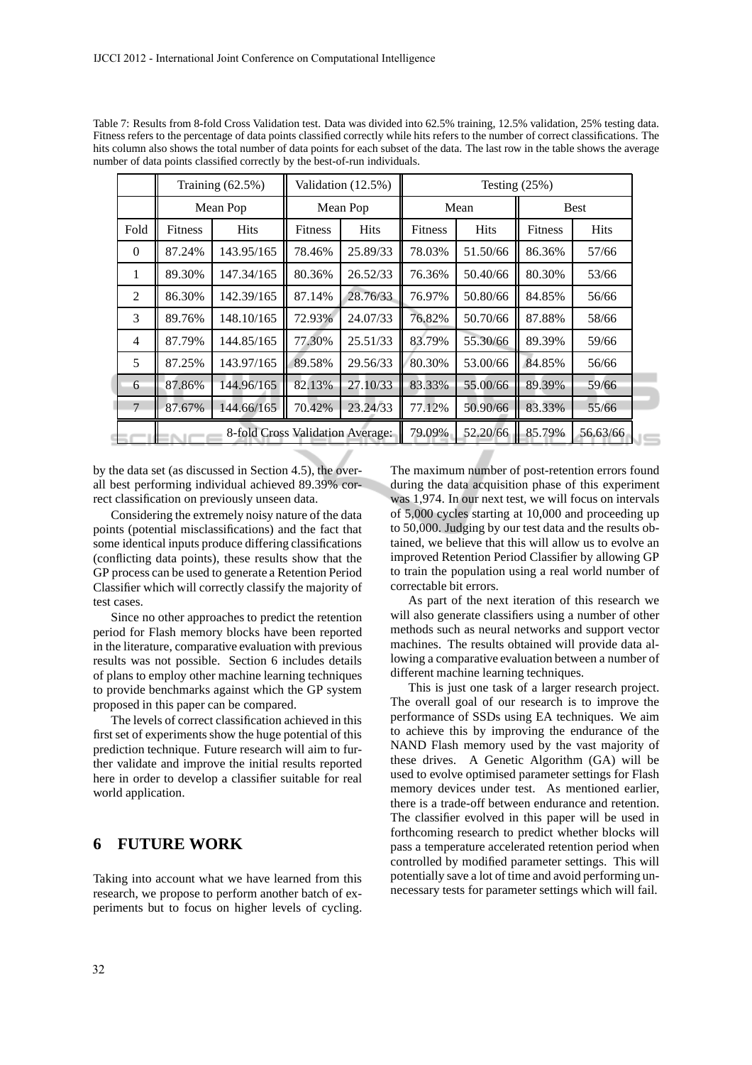Table 7: Results from 8-fold Cross Validation test. Data was divided into 62.5% training, 12.5% validation, 25% testing data. Fitness refers to the percentage of data points classified correctly while hits refers to the number of correct classifications. The hits column also shows the total number of data points for each subset of the data. The last row in the table shows the average number of data points classified correctly by the best-of-run individuals.

| | Training (62.5%) | | Validation (12.5%) | | Testing (25%) | | | |
|---|---|---|---|---|---|---|---|---|
| | Mean Pop | | Mean Pop | | Mean | | Best | |
| Fold | Fitness | Hits | Fitness | Hits | Fitness | Hits | Fitness | Hits |
| 0 | 87.24% | 143.95/165 | 78.46% | 25.89/33 | 78.03% | 51.50/66 | 86.36% | 57/66 |
| 1 | 89.30% | 147.34/165 | 80.36% | 26.52/33 | 76.36% | 50.40/66 | 80.30% | 53/66 |
| 2 | 86.30% | 142.39/165 | 87.14% | 28.76/33 | 76.97% | 50.80/66 | 84.85% | 56/66 |
| 3 | 89.76% | 148.10/165 | 72.93% | 24.07/33 | 76.82% | 50.70/66 | 87.88% | 58/66 |
| 4 | 87.79% | 144.85/165 | 77.30% | 25.51/33 | 83.79% | 55.30/66 | 89.39% | 59/66 |
| 5 | 87.25% | 143.97/165 | 89.58% | 29.56/33 | 80.30% | 53.00/66 | 84.85% | 56/66 |
| 6 | 87.86% | 144.96/165 | 82.13% | 27.10/33 | 83.33% | 55.00/66 | 89.39% | 59/66 |
| 7 | 87.67% | 144.66/165 | 70.42% | 23.24/33 | 77.12% | 50.90/66 | 83.33% | 55/66 |
| | 8-fold Cross Validation Average: | | | | 79.09% | 52.20/66 | 85.79% | 56.63/66 |

by the data set (as discussed in Section 4.5), the overall best performing individual achieved 89.39% correct classification on previously unseen data.

Considering the extremely noisy nature of the data points (potential misclassifications) and the fact that some identical inputs produce differing classifications (conflicting data points), these results show that the GP process can be used to generate a Retention Period Classifier which will correctly classify the majority of test cases.

Since no other approaches to predict the retention period for Flash memory blocks have been reported in the literature, comparative evaluation with previous results was not possible. Section 6 includes details of plans to employ other machine learning techniques to provide benchmarks against which the GP system proposed in this paper can be compared.

The levels of correct classification achieved in this first set of experiments show the huge potential of this prediction technique. Future research will aim to further validate and improve the initial results reported here in order to develop a classifier suitable for real world application.

## 6 FUTURE WORK

Taking into account what we have learned from this research, we propose to perform another batch of experiments but to focus on higher levels of cycling. The maximum number of post-retention errors found during the data acquisition phase of this experiment was 1,974. In our next test, we will focus on intervals of 5,000 cycles starting at 10,000 and proceeding up to 50,000. Judging by our test data and the results obtained, we believe that this will allow us to evolve an improved Retention Period Classifier by allowing GP to train the population using a real world number of correctable bit errors.

As part of the next iteration of this research we will also generate classifiers using a number of other methods such as neural networks and support vector machines. The results obtained will provide data allowing a comparative evaluation between a number of different machine learning techniques.

This is just one task of a larger research project. The overall goal of our research is to improve the performance of SSDs using EA techniques. We aim to achieve this by improving the endurance of the NAND Flash memory used by the vast majority of these drives. A Genetic Algorithm (GA) will be used to evolve optimised parameter settings for Flash memory devices under test. As mentioned earlier, there is a trade-off between endurance and retention. The classifier evolved in this paper will be used in forthcoming research to predict whether blocks will pass a temperature accelerated retention period when controlled by modified parameter settings. This will potentially save a lot of time and avoid performing unnecessary tests for parameter settings which will fail.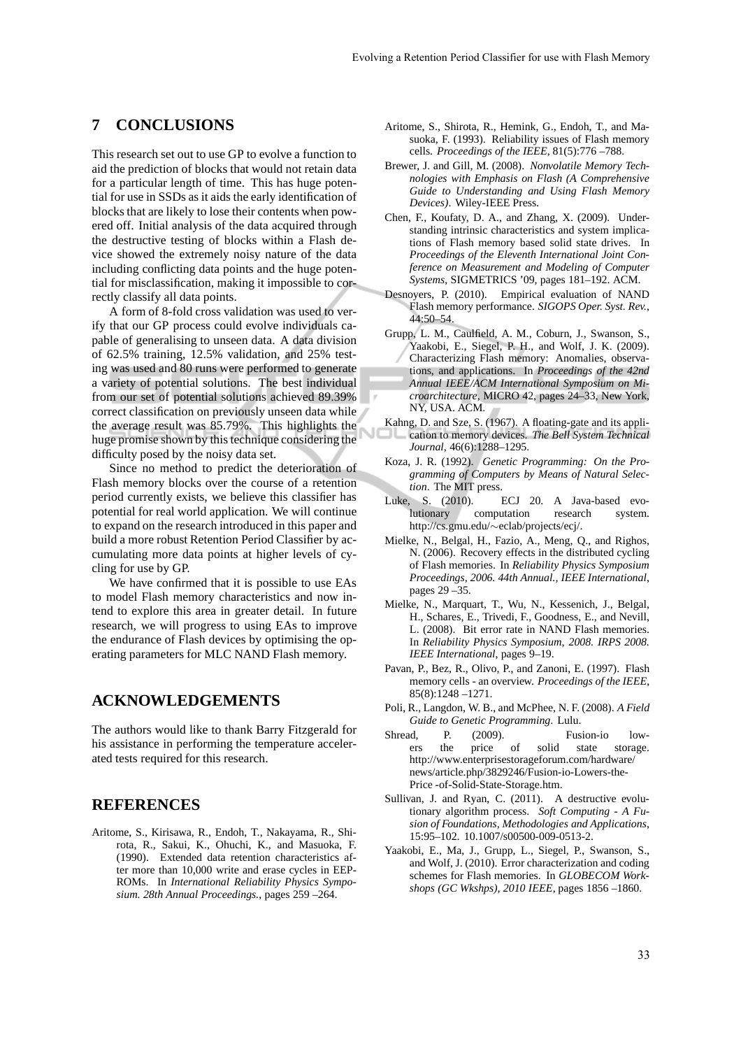## 7 CONCLUSIONS

This research set out to use GP to evolve a function to aid the prediction of blocks that would not retain data for a particular length of time. This has huge potential for use in SSDs as it aids the early identification of blocks that are likely to lose their contents when powered off. Initial analysis of the data acquired through the destructive testing of blocks within a Flash device showed the extremely noisy nature of the data including conflicting data points and the huge potential for misclassification, making it impossible to correctly classify all data points.

A form of 8-fold cross validation was used to verify that our GP process could evolve individuals capable of generalising to unseen data. A data division of 62.5% training, 12.5% validation, and 25% testing was used and 80 runs were performed to generate a variety of potential solutions. The best individual from our set of potential solutions achieved 89.39% correct classification on previously unseen data while the average result was 85.79%. This highlights the huge promise shown by this technique considering the difficulty posed by the noisy data set.

Since no method to predict the deterioration of Flash memory blocks over the course of a retention period currently exists, we believe this classifier has potential for real world application. We will continue to expand on the research introduced in this paper and build a more robust Retention Period Classifier by accumulating more data points at higher levels of cycling for use by GP.

We have confirmed that it is possible to use EAs to model Flash memory characteristics and now intend to explore this area in greater detail. In future research, we will progress to using EAs to improve the endurance of Flash devices by optimising the operating parameters for MLC NAND Flash memory.

## ACKNOWLEDGEMENTS

The authors would like to thank Barry Fitzgerald for his assistance in performing the temperature accelerated tests required for this research.

## REFERENCES

Aritome, S., Kirisawa, R., Endoh, T., Nakayama, R., Shirota, R., Sakui, K., Ohuchi, K., and Masuoka, F. (1990). Extended data retention characteristics after more than 10,000 write and erase cycles in EEPROMs. In *International Reliability Physics Symposium. 28th Annual Proceedings.*, pages 259 –264.

Aritome, S., Shirota, R., Hemink, G., Endoh, T., and Masuoka, F. (1993). Reliability issues of Flash memory cells. *Proceedings of the IEEE*, 81(5):776 –788.

Brewer, J. and Gill, M. (2008). *Nonvolatile Memory Technologies with Emphasis on Flash (A Comprehensive Guide to Understanding and Using Flash Memory Devices)*. Wiley-IEEE Press.

Chen, F., Koufaty, D. A., and Zhang, X. (2009). Understanding intrinsic characteristics and system implications of Flash memory based solid state drives. In *Proceedings of the Eleventh International Joint Conference on Measurement and Modeling of Computer Systems*, SIGMETRICS '09, pages 181–192. ACM.

Desnoyers, P. (2010). Empirical evaluation of NAND Flash memory performance. *SIGOPS Oper. Syst. Rev.*, 44:50–54.

Grupp, L. M., Caulfield, A. M., Coburn, J., Swanson, S., Yaakobi, E., Siegel, P. H., and Wolf, J. K. (2009). Characterizing Flash memory: Anomalies, observations, and applications. In *Proceedings of the 42nd Annual IEEE/ACM International Symposium on Microarchitecture*, MICRO 42, pages 24–33, New York, NY, USA. ACM.

Kahng, D. and Sze, S. (1967). A floating-gate and its application to memory devices. *The Bell System Technical Journal*, 46(6):1288–1295.

Koza, J. R. (1992). *Genetic Programming: On the Programming of Computers by Means of Natural Selection*. The MIT press.

Luke, S. (2010). ECJ 20. A Java-based evolutionary computation research system. http://cs.gmu.edu/∼eclab/projects/ecj/.

Mielke, N., Belgal, H., Fazio, A., Meng, Q., and Righos, N. (2006). Recovery effects in the distributed cycling of Flash memories. In *Reliability Physics Symposium Proceedings, 2006. 44th Annual., IEEE International*, pages 29 –35.

Mielke, N., Marquart, T., Wu, N., Kessenich, J., Belgal, H., Schares, E., Trivedi, F., Goodness, E., and Nevill, L. (2008). Bit error rate in NAND Flash memories. In *Reliability Physics Symposium, 2008. IRPS 2008. IEEE International*, pages 9–19.

Pavan, P., Bez, R., Olivo, P., and Zanoni, E. (1997). Flash memory cells - an overview. *Proceedings of the IEEE*, 85(8):1248 –1271.

Poli, R., Langdon, W. B., and McPhee, N. F. (2008). *A Field Guide to Genetic Programming*. Lulu.

Shread, P. (2009). Fusion-io lowers the price of solid state storage. http://www.enterprisestorageforum.com/hardware/news/article.php/3829246/Fusion-io-Lowers-the-Price -of-Solid-State-Storage.htm.

Sullivan, J. and Ryan, C. (2011). A destructive evolutionary algorithm process. *Soft Computing - A Fusion of Foundations, Methodologies and Applications*, 15:95–102. 10.1007/s00500-009-0513-2.

Yaakobi, E., Ma, J., Grupp, L., Siegel, P., Swanson, S., and Wolf, J. (2010). Error characterization and coding schemes for Flash memories. In *GLOBECOM Workshops (GC Wkshps), 2010 IEEE*, pages 1856 –1860.